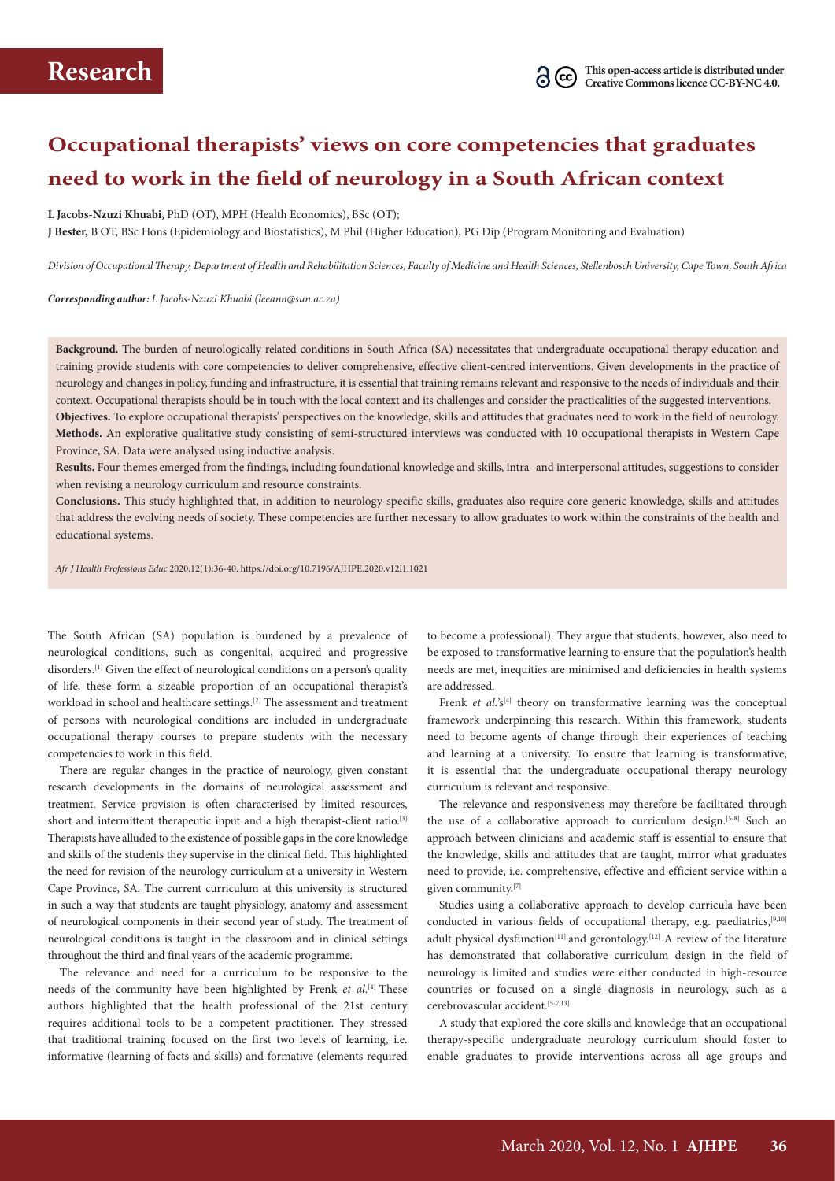Research

This open-access article is distributed under Creative Commons licence CC-BY-NC 4.0.

# Occupational therapists' views on core competencies that graduates need to work in the field of neurology in a South African context

**L Jacobs-Nzuzi Khuabi,** PhD (OT), MPH (Health Economics), BSc (OT);
**J Bester,** B OT, BSc Hons (Epidemiology and Biostatistics), M Phil (Higher Education), PG Dip (Program Monitoring and Evaluation)

*Division of Occupational Therapy, Department of Health and Rehabilitation Sciences, Faculty of Medicine and Health Sciences, Stellenbosch University, Cape Town, South Africa*

***Corresponding author:** L Jacobs-Nzuzi Khuabi (leeann@sun.ac.za)*

**Background.** The burden of neurologically related conditions in South Africa (SA) necessitates that undergraduate occupational therapy education and training provide students with core competencies to deliver comprehensive, effective client-centred interventions. Given developments in the practice of neurology and changes in policy, funding and infrastructure, it is essential that training remains relevant and responsive to the needs of individuals and their context. Occupational therapists should be in touch with the local context and its challenges and consider the practicalities of the suggested interventions.

**Objectives.** To explore occupational therapists' perspectives on the knowledge, skills and attitudes that graduates need to work in the field of neurology.

**Methods.** An explorative qualitative study consisting of semi-structured interviews was conducted with 10 occupational therapists in Western Cape Province, SA. Data were analysed using inductive analysis.

**Results.** Four themes emerged from the findings, including foundational knowledge and skills, intra- and interpersonal attitudes, suggestions to consider when revising a neurology curriculum and resource constraints.

**Conclusions.** This study highlighted that, in addition to neurology-specific skills, graduates also require core generic knowledge, skills and attitudes that address the evolving needs of society. These competencies are further necessary to allow graduates to work within the constraints of the health and educational systems.

*Afr J Health Professions Educ* 2020;12(1):36-40. https://doi.org/10.7196/AJHPE.2020.v12i1.1021

The South African (SA) population is burdened by a prevalence of neurological conditions, such as congenital, acquired and progressive disorders.[1] Given the effect of neurological conditions on a person's quality of life, these form a sizeable proportion of an occupational therapist's workload in school and healthcare settings.[2] The assessment and treatment of persons with neurological conditions are included in undergraduate occupational therapy courses to prepare students with the necessary competencies to work in this field.

There are regular changes in the practice of neurology, given constant research developments in the domains of neurological assessment and treatment. Service provision is often characterised by limited resources, short and intermittent therapeutic input and a high therapist-client ratio.[3] Therapists have alluded to the existence of possible gaps in the core knowledge and skills of the students they supervise in the clinical field. This highlighted the need for revision of the neurology curriculum at a university in Western Cape Province, SA. The current curriculum at this university is structured in such a way that students are taught physiology, anatomy and assessment of neurological components in their second year of study. The treatment of neurological conditions is taught in the classroom and in clinical settings throughout the third and final years of the academic programme.

The relevance and need for a curriculum to be responsive to the needs of the community have been highlighted by Frenk *et al*.[4] These authors highlighted that the health professional of the 21st century requires additional tools to be a competent practitioner. They stressed that traditional training focused on the first two levels of learning, i.e. informative (learning of facts and skills) and formative (elements required to become a professional). They argue that students, however, also need to be exposed to transformative learning to ensure that the population's health needs are met, inequities are minimised and deficiencies in health systems are addressed.

Frenk *et al.*'s[4] theory on transformative learning was the conceptual framework underpinning this research. Within this framework, students need to become agents of change through their experiences of teaching and learning at a university. To ensure that learning is transformative, it is essential that the undergraduate occupational therapy neurology curriculum is relevant and responsive.

The relevance and responsiveness may therefore be facilitated through the use of a collaborative approach to curriculum design.[5-8] Such an approach between clinicians and academic staff is essential to ensure that the knowledge, skills and attitudes that are taught, mirror what graduates need to provide, i.e. comprehensive, effective and efficient service within a given community.[7]

Studies using a collaborative approach to develop curricula have been conducted in various fields of occupational therapy, e.g. paediatrics,[9,10] adult physical dysfunction[11] and gerontology.[12] A review of the literature has demonstrated that collaborative curriculum design in the field of neurology is limited and studies were either conducted in high-resource countries or focused on a single diagnosis in neurology, such as a cerebrovascular accident.[5-7,13]

A study that explored the core skills and knowledge that an occupational therapy-specific undergraduate neurology curriculum should foster to enable graduates to provide interventions across all age groups and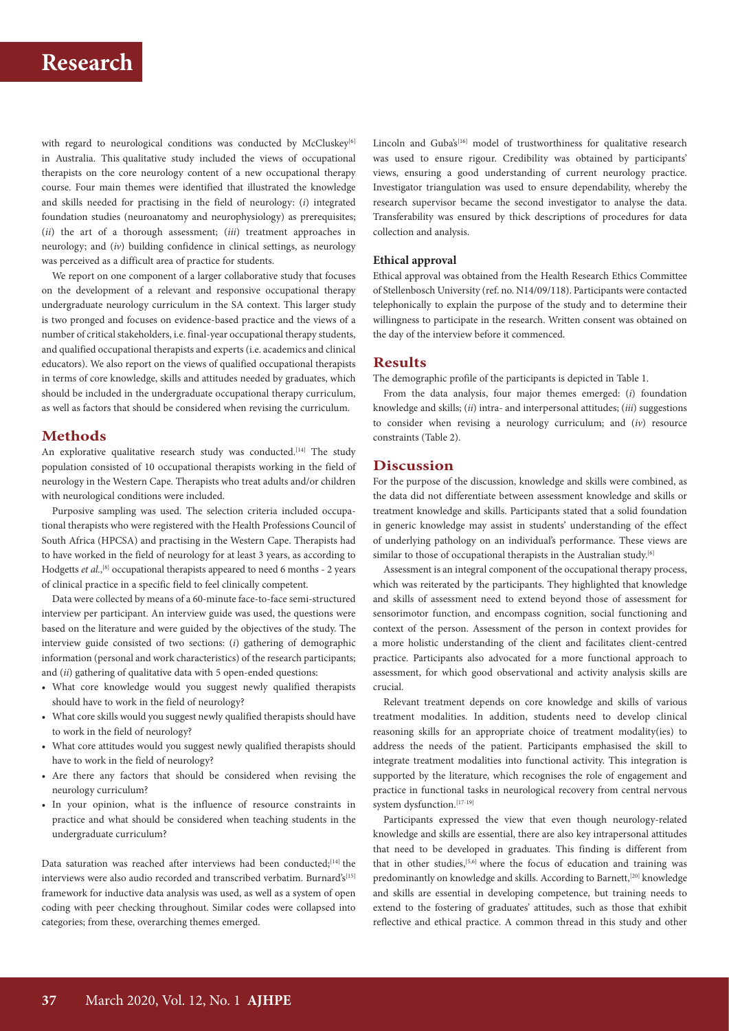with regard to neurological conditions was conducted by McCluskey[6] in Australia. This qualitative study included the views of occupational therapists on the core neurology content of a new occupational therapy course. Four main themes were identified that illustrated the knowledge and skills needed for practising in the field of neurology: (*i*) integrated foundation studies (neuroanatomy and neurophysiology) as prerequisites; (*ii*) the art of a thorough assessment; (*iii*) treatment approaches in neurology; and (*iv*) building confidence in clinical settings, as neurology was perceived as a difficult area of practice for students.

We report on one component of a larger collaborative study that focuses on the development of a relevant and responsive occupational therapy undergraduate neurology curriculum in the SA context. This larger study is two pronged and focuses on evidence-based practice and the views of a number of critical stakeholders, i.e. final-year occupational therapy students, and qualified occupational therapists and experts (i.e. academics and clinical educators). We also report on the views of qualified occupational therapists in terms of core knowledge, skills and attitudes needed by graduates, which should be included in the undergraduate occupational therapy curriculum, as well as factors that should be considered when revising the curriculum.

## Methods

An explorative qualitative research study was conducted.[14] The study population consisted of 10 occupational therapists working in the field of neurology in the Western Cape. Therapists who treat adults and/or children with neurological conditions were included.

Purposive sampling was used. The selection criteria included occupational therapists who were registered with the Health Professions Council of South Africa (HPCSA) and practising in the Western Cape. Therapists had to have worked in the field of neurology for at least 3 years, as according to Hodgetts *et al*.,[8] occupational therapists appeared to need 6 months - 2 years of clinical practice in a specific field to feel clinically competent.

Data were collected by means of a 60-minute face-to-face semi-structured interview per participant. An interview guide was used, the questions were based on the literature and were guided by the objectives of the study. The interview guide consisted of two sections: (*i*) gathering of demographic information (personal and work characteristics) of the research participants; and (*ii*) gathering of qualitative data with 5 open-ended questions:

- What core knowledge would you suggest newly qualified therapists should have to work in the field of neurology?
- What core skills would you suggest newly qualified therapists should have to work in the field of neurology?
- What core attitudes would you suggest newly qualified therapists should have to work in the field of neurology?
- Are there any factors that should be considered when revising the neurology curriculum?
- In your opinion, what is the influence of resource constraints in practice and what should be considered when teaching students in the undergraduate curriculum?

Data saturation was reached after interviews had been conducted;[14] the interviews were also audio recorded and transcribed verbatim. Burnard's[15] framework for inductive data analysis was used, as well as a system of open coding with peer checking throughout. Similar codes were collapsed into categories; from these, overarching themes emerged.

Lincoln and Guba's[16] model of trustworthiness for qualitative research was used to ensure rigour. Credibility was obtained by participants' views, ensuring a good understanding of current neurology practice. Investigator triangulation was used to ensure dependability, whereby the research supervisor became the second investigator to analyse the data. Transferability was ensured by thick descriptions of procedures for data collection and analysis.

### Ethical approval

Ethical approval was obtained from the Health Research Ethics Committee of Stellenbosch University (ref. no. N14/09/118). Participants were contacted telephonically to explain the purpose of the study and to determine their willingness to participate in the research. Written consent was obtained on the day of the interview before it commenced.

## Results

The demographic profile of the participants is depicted in Table 1.

From the data analysis, four major themes emerged: (*i*) foundation knowledge and skills; (*ii*) intra- and interpersonal attitudes; (*iii*) suggestions to consider when revising a neurology curriculum; and (*iv*) resource constraints (Table 2).

## Discussion

For the purpose of the discussion, knowledge and skills were combined, as the data did not differentiate between assessment knowledge and skills or treatment knowledge and skills. Participants stated that a solid foundation in generic knowledge may assist in students' understanding of the effect of underlying pathology on an individual's performance. These views are similar to those of occupational therapists in the Australian study.[6]

Assessment is an integral component of the occupational therapy process, which was reiterated by the participants. They highlighted that knowledge and skills of assessment need to extend beyond those of assessment for sensorimotor function, and encompass cognition, social functioning and context of the person. Assessment of the person in context provides for a more holistic understanding of the client and facilitates client-centred practice. Participants also advocated for a more functional approach to assessment, for which good observational and activity analysis skills are crucial.

Relevant treatment depends on core knowledge and skills of various treatment modalities. In addition, students need to develop clinical reasoning skills for an appropriate choice of treatment modality(ies) to address the needs of the patient. Participants emphasised the skill to integrate treatment modalities into functional activity. This integration is supported by the literature, which recognises the role of engagement and practice in functional tasks in neurological recovery from central nervous system dysfunction.[17-19]

Participants expressed the view that even though neurology-related knowledge and skills are essential, there are also key intrapersonal attitudes that need to be developed in graduates. This finding is different from that in other studies,[5,6] where the focus of education and training was predominantly on knowledge and skills. According to Barnett,[20] knowledge and skills are essential in developing competence, but training needs to extend to the fostering of graduates' attitudes, such as those that exhibit reflective and ethical practice. A common thread in this study and other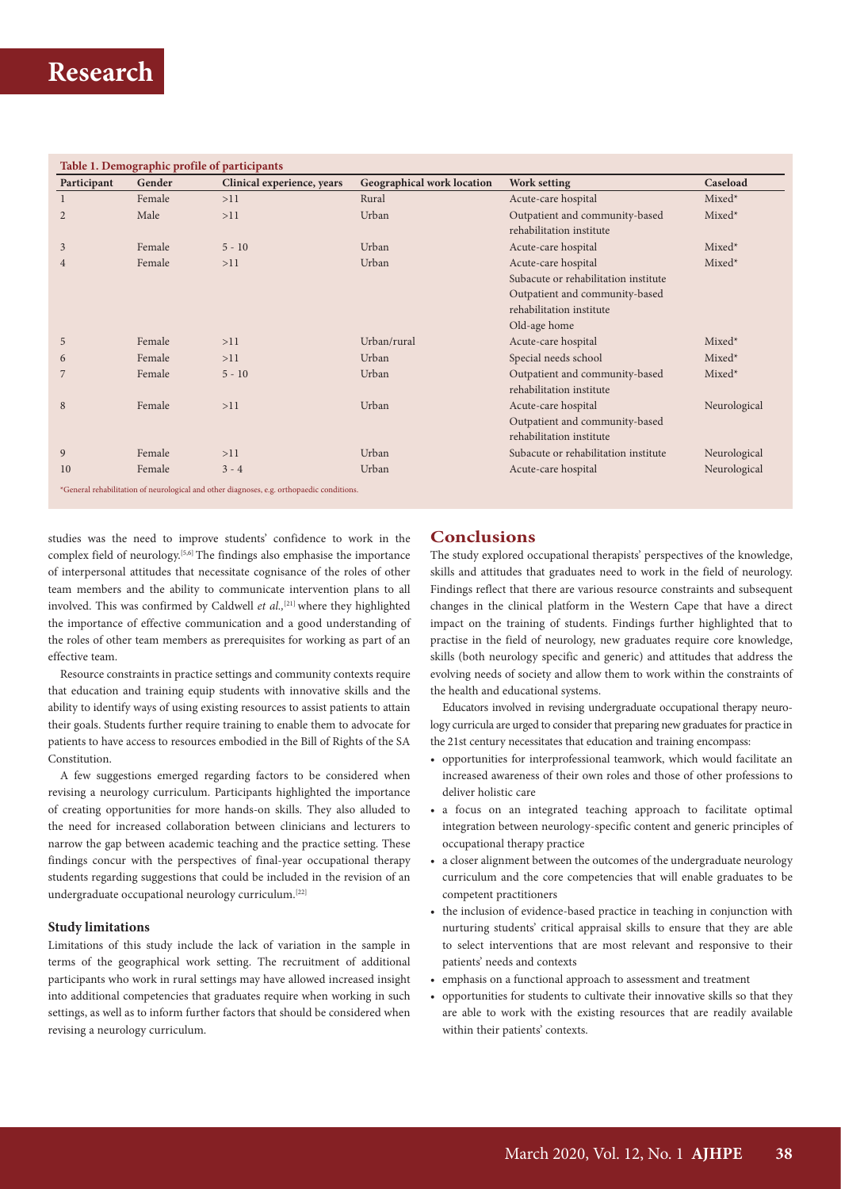**Table 1. Demographic profile of participants**

| Participant | Gender | Clinical experience, years | Geographical work location | Work setting | Caseload |
|---|---|---|---|---|---|
| 1 | Female | >11 | Rural | Acute-care hospital | Mixed* |
| 2 | Male | >11 | Urban | Outpatient and community-based rehabilitation institute | Mixed* |
| 3 | Female | 5 - 10 | Urban | Acute-care hospital | Mixed* |
| 4 | Female | >11 | Urban | Acute-care hospital<br>Subacute or rehabilitation institute<br>Outpatient and community-based rehabilitation institute<br>Old-age home | Mixed* |
| 5 | Female | >11 | Urban/rural | Acute-care hospital | Mixed* |
| 6 | Female | >11 | Urban | Special needs school | Mixed* |
| 7 | Female | 5 - 10 | Urban | Outpatient and community-based rehabilitation institute | Mixed* |
| 8 | Female | >11 | Urban | Acute-care hospital<br>Outpatient and community-based rehabilitation institute | Neurological |
| 9 | Female | >11 | Urban | Subacute or rehabilitation institute | Neurological |
| 10 | Female | 3 - 4 | Urban | Acute-care hospital | Neurological |

*General rehabilitation of neurological and other diagnoses, e.g. orthopaedic conditions.

studies was the need to improve students' confidence to work in the complex field of neurology.[5,6] The findings also emphasise the importance of interpersonal attitudes that necessitate cognisance of the roles of other team members and the ability to communicate intervention plans to all involved. This was confirmed by Caldwell *et al.*,[21] where they highlighted the importance of effective communication and a good understanding of the roles of other team members as prerequisites for working as part of an effective team.

Resource constraints in practice settings and community contexts require that education and training equip students with innovative skills and the ability to identify ways of using existing resources to assist patients to attain their goals. Students further require training to enable them to advocate for patients to have access to resources embodied in the Bill of Rights of the SA Constitution.

A few suggestions emerged regarding factors to be considered when revising a neurology curriculum. Participants highlighted the importance of creating opportunities for more hands-on skills. They also alluded to the need for increased collaboration between clinicians and lecturers to narrow the gap between academic teaching and the practice setting. These findings concur with the perspectives of final-year occupational therapy students regarding suggestions that could be included in the revision of an undergraduate occupational neurology curriculum.[22]

### Study limitations

Limitations of this study include the lack of variation in the sample in terms of the geographical work setting. The recruitment of additional participants who work in rural settings may have allowed increased insight into additional competencies that graduates require when working in such settings, as well as to inform further factors that should be considered when revising a neurology curriculum.

## Conclusions

The study explored occupational therapists' perspectives of the knowledge, skills and attitudes that graduates need to work in the field of neurology. Findings reflect that there are various resource constraints and subsequent changes in the clinical platform in the Western Cape that have a direct impact on the training of students. Findings further highlighted that to practise in the field of neurology, new graduates require core knowledge, skills (both neurology specific and generic) and attitudes that address the evolving needs of society and allow them to work within the constraints of the health and educational systems.

Educators involved in revising undergraduate occupational therapy neurology curricula are urged to consider that preparing new graduates for practice in the 21st century necessitates that education and training encompass:

- opportunities for interprofessional teamwork, which would facilitate an increased awareness of their own roles and those of other professions to deliver holistic care
- a focus on an integrated teaching approach to facilitate optimal integration between neurology-specific content and generic principles of occupational therapy practice
- a closer alignment between the outcomes of the undergraduate neurology curriculum and the core competencies that will enable graduates to be competent practitioners
- the inclusion of evidence-based practice in teaching in conjunction with nurturing students' critical appraisal skills to ensure that they are able to select interventions that are most relevant and responsive to their patients' needs and contexts
- emphasis on a functional approach to assessment and treatment
- opportunities for students to cultivate their innovative skills so that they are able to work with the existing resources that are readily available within their patients' contexts.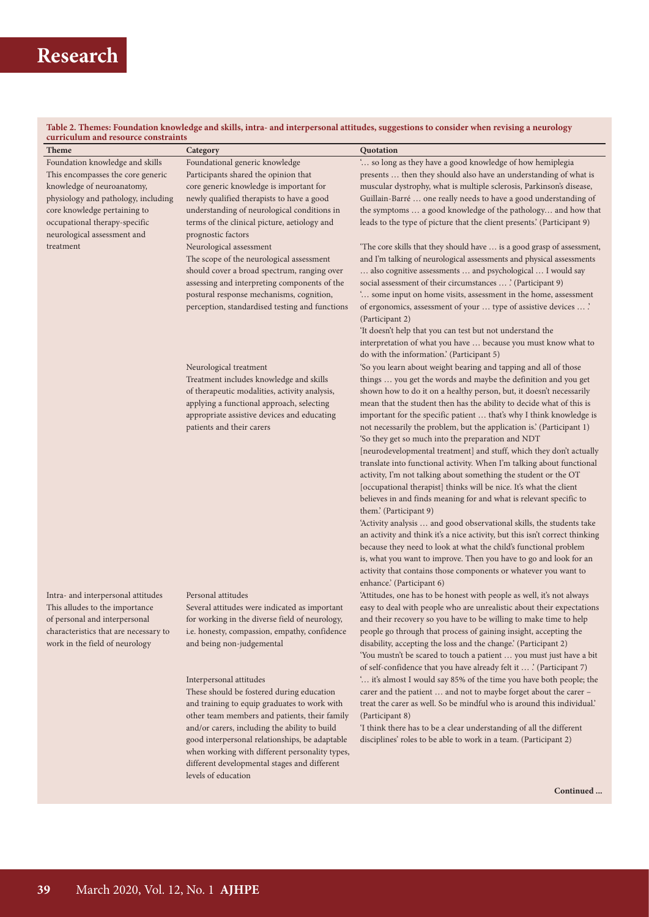**Table 2. Themes: Foundation knowledge and skills, intra- and interpersonal attitudes, suggestions to consider when revising a neurology curriculum and resource constraints**

| Theme | Category | Quotation |
|---|---|---|
| Foundation knowledge and skills<br>This encompasses the core generic knowledge of neuroanatomy, physiology and pathology, including core knowledge pertaining to occupational therapy-specific neurological assessment and treatment | Foundational generic knowledge<br>Participants shared the opinion that core generic knowledge is important for newly qualified therapists to have a good understanding of neurological conditions in terms of the clinical picture, aetiology and prognostic factors | '… so long as they have a good knowledge of how hemiplegia presents … then they should also have an understanding of what is muscular dystrophy, what is multiple sclerosis, Parkinson's disease, Guillain-Barré … one really needs to have a good understanding of the symptoms … a good knowledge of the pathology… and how that leads to the type of picture that the client presents.' (Participant 9) |
| | Neurological assessment<br>The scope of the neurological assessment should cover a broad spectrum, ranging over assessing and interpreting components of the postural response mechanisms, cognition, perception, standardised testing and functions | 'The core skills that they should have … is a good grasp of assessment, and I'm talking of neurological assessments and physical assessments … also cognitive assessments … and psychological … I would say social assessment of their circumstances … .' (Participant 9)<br>'… some input on home visits, assessment in the home, assessment of ergonomics, assessment of your … type of assistive devices … .' (Participant 2)<br>'It doesn't help that you can test but not understand the interpretation of what you have … because you must know what to do with the information.' (Participant 5) |
| | Neurological treatment<br>Treatment includes knowledge and skills of therapeutic modalities, activity analysis, applying a functional approach, selecting appropriate assistive devices and educating patients and their carers | 'So you learn about weight bearing and tapping and all of those things … you get the words and maybe the definition and you get shown how to do it on a healthy person, but, it doesn't necessarily mean that the student then has the ability to decide what of this is important for the specific patient … that's why I think knowledge is not necessarily the problem, but the application is.' (Participant 1)<br>'So they get so much into the preparation and NDT [neurodevelopmental treatment] and stuff, which they don't actually translate into functional activity. When I'm talking about functional activity, I'm not talking about something the student or the OT [occupational therapist] thinks will be nice. It's what the client believes in and finds meaning for and what is relevant specific to them.' (Participant 9)<br>'Activity analysis … and good observational skills, the students take an activity and think it's a nice activity, but this isn't correct thinking because they need to look at what the child's functional problem is, what you want to improve. Then you have to go and look for an activity that contains those components or whatever you want to enhance.' (Participant 6) |
| Intra- and interpersonal attitudes<br>This alludes to the importance of personal and interpersonal characteristics that are necessary to work in the field of neurology | Personal attitudes<br>Several attitudes were indicated as important for working in the diverse field of neurology, i.e. honesty, compassion, empathy, confidence and being non-judgemental | 'Attitudes, one has to be honest with people as well, it's not always easy to deal with people who are unrealistic about their expectations and their recovery so you have to be willing to make time to help people go through that process of gaining insight, accepting the disability, accepting the loss and the change.' (Participant 2)<br>'You mustn't be scared to touch a patient … you must just have a bit of self-confidence that you have already felt it … .' (Participant 7) |
| | Interpersonal attitudes<br>These should be fostered during education and training to equip graduates to work with other team members and patients, their family and/or carers, including the ability to build good interpersonal relationships, be adaptable when working with different personality types, different developmental stages and different levels of education | '… it's almost I would say 85% of the time you have both people; the carer and the patient … and not to maybe forget about the carer – treat the carer as well. So be mindful who is around this individual.' (Participant 8)<br>'I think there has to be a clear understanding of all the different disciplines' roles to be able to work in a team. (Participant 2) |

**Continued ...**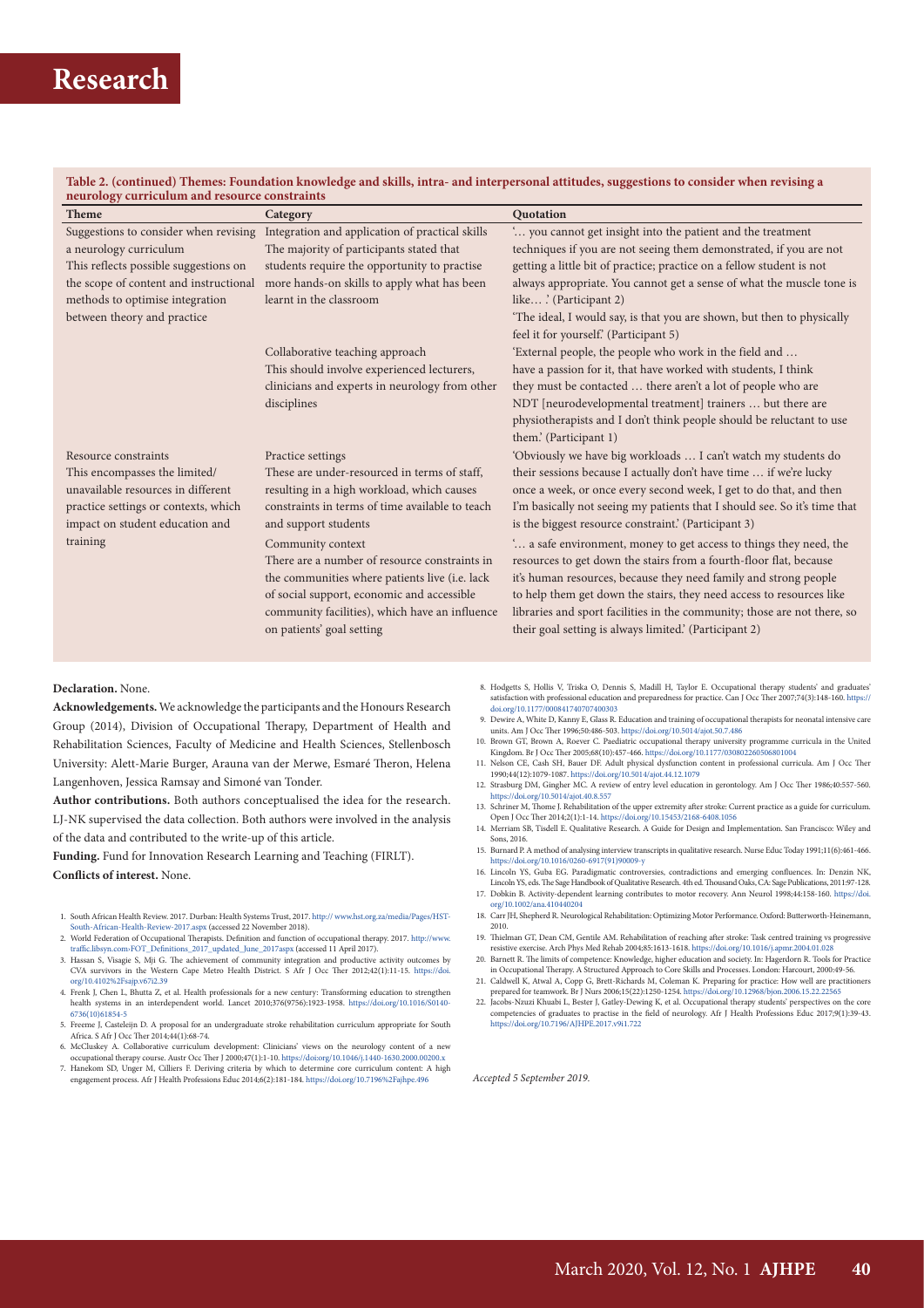**Table 2. (continued) Themes: Foundation knowledge and skills, intra- and interpersonal attitudes, suggestions to consider when revising a neurology curriculum and resource constraints**

| Theme | Category | Quotation |
|---|---|---|
| Suggestions to consider when revising a neurology curriculum<br>This reflects possible suggestions on the scope of content and instructional methods to optimise integration between theory and practice | Integration and application of practical skills<br>The majority of participants stated that students require the opportunity to practise more hands-on skills to apply what has been learnt in the classroom | '… you cannot get insight into the patient and the treatment techniques if you are not seeing them demonstrated, if you are not getting a little bit of practice; practice on a fellow student is not always appropriate. You cannot get a sense of what the muscle tone is like… .' (Participant 2)<br>'The ideal, I would say, is that you are shown, but then to physically feel it for yourself.' (Participant 5) |
| | Collaborative teaching approach<br>This should involve experienced lecturers, clinicians and experts in neurology from other disciplines | 'External people, the people who work in the field and … have a passion for it, that have worked with students, I think they must be contacted … there aren't a lot of people who are NDT [neurodevelopmental treatment] trainers … but there are physiotherapists and I don't think people should be reluctant to use them.' (Participant 1) |
| Resource constraints<br>This encompasses the limited/ unavailable resources in different practice settings or contexts, which impact on student education and training | Practice settings<br>These are under-resourced in terms of staff, resulting in a high workload, which causes constraints in terms of time available to teach and support students | 'Obviously we have big workloads … I can't watch my students do their sessions because I actually don't have time … if we're lucky once a week, or once every second week, I get to do that, and then I'm basically not seeing my patients that I should see. So it's time that is the biggest resource constraint.' (Participant 3) |
| | Community context<br>There are a number of resource constraints in the communities where patients live (i.e. lack of social support, economic and accessible community facilities), which have an influence on patients' goal setting | '… a safe environment, money to get access to things they need, the resources to get down the stairs from a fourth-floor flat, because it's human resources, because they need family and strong people to help them get down the stairs, they need access to resources like libraries and sport facilities in the community; those are not there, so their goal setting is always limited.' (Participant 2) |

**Declaration.** None.

**Acknowledgements.** We acknowledge the participants and the Honours Research Group (2014), Division of Occupational Therapy, Department of Health and Rehabilitation Sciences, Faculty of Medicine and Health Sciences, Stellenbosch University: Alett-Marie Burger, Arauna van der Merwe, Esmaré Theron, Helena Langenhoven, Jessica Ramsay and Simoné van Tonder.

**Author contributions.** Both authors conceptualised the idea for the research. LJ-NK supervised the data collection. Both authors were involved in the analysis of the data and contributed to the write-up of this article.

**Funding.** Fund for Innovation Research Learning and Teaching (FIRLT).

**Conflicts of interest.** None.

1. South African Health Review. 2017. Durban: Health Systems Trust, 2017. http:// www.hst.org.za/media/Pages/HST-South-African-Health-Review-2017.aspx (accessed 22 November 2018).
2. World Federation of Occupational Therapists. Definition and function of occupational therapy. 2017. http://www.traffic.libsyn.com›FOT_Definitions_2017_updated_June_2017aspx (accessed 11 April 2017).
3. Hassan S, Visagie S, Mji G. The achievement of community integration and productive activity outcomes by CVA survivors in the Western Cape Metro Health District. S Afr J Occ Ther 2012;42(1):11-15. https://doi.org/10.4102%2Fsajp.v67i2.39
4. Frenk J, Chen L, Bhutta Z, et al. Health professionals for a new century: Transforming education to strengthen health systems in an interdependent world. Lancet 2010;376(9756):1923-1958. https://doi.org/10.1016/S0140-6736(10)61854-5
5. Freeme J, Casteleijn D. A proposal for an undergraduate stroke rehabilitation curriculum appropriate for South Africa. S Afr J Occ Ther 2014;44(1):68-74.
6. McCluskey A. Collaborative curriculum development: Clinicians' views on the neurology content of a new occupational therapy course. Austr Occ Ther J 2000;47(1):1-10. https://doi.org/10.1046/j.1440-1630.2000.00200.x
7. Hanekom SD, Unger M, Cilliers F. Deriving criteria by which to determine core curriculum content: A high engagement process. Afr J Health Professions Educ 2014;6(2):181-184. https://doi.org/10.7196%2Fajhpe.496
8. Hodgetts S, Hollis V, Triska O, Dennis S, Madill H, Taylor E. Occupational therapy students' and graduates' satisfaction with professional education and preparedness for practice. Can J Occ Ther 2007;74(3):148-160. https://doi.org/10.1177/000841740707400303
9. Dewire A, White D, Kanny E, Glass R. Education and training of occupational therapists for neonatal intensive care units. Am J Occ Ther 1996;50:486-503. https://doi.org/10.5014/ajot.50.7.486
10. Brown GT, Brown A, Roever C. Paediatric occupational therapy university programme curricula in the United Kingdom. Br J Occ Ther 2005;68(10):457-466. https://doi.org/10.1177/030802260506801004
11. Nelson CE, Cash SH, Bauer DF. Adult physical dysfunction content in professional curricula. Am J Occ Ther 1990;44(12):1079-1087. https://doi.org/10.5014/ajot.44.12.1079
12. Strasburg DM, Gingher MC. A review of entry level education in gerontology. Am J Occ Ther 1986;40:557-560. https://doi.org/10.5014/ajot.40.8.557
13. Schriner M, Thome J. Rehabilitation of the upper extremity after stroke: Current practice as a guide for curriculum. Open J Occ Ther 2014;2(1):1-14. https://doi.org/10.15453/2168-6408.1056
14. Merriam SB, Tisdell E. Qualitative Research. A Guide for Design and Implementation. San Francisco: Wiley and Sons, 2016.
15. Burnard P. A method of analysing interview transcripts in qualitative research. Nurse Educ Today 1991;11(6):461-466. https://doi.org/10.1016/0260-6917(91)90009-y
16. Lincoln YS, Guba EG. Paradigmatic controversies, contradictions and emerging confluences. In: Denzin NK, Lincoln YS, eds. The Sage Handbook of Qualitative Research. 4th ed. Thousand Oaks, CA: Sage Publications, 2011:97-128.
17. Dobkin B. Activity-dependent learning contributes to motor recovery. Ann Neurol 1998;44:158-160. https://doi.org/10.1002/ana.410440204
18. Carr JH, Shepherd R. Neurological Rehabilitation: Optimizing Motor Performance. Oxford: Butterworth-Heinemann, 2010.
19. Thielman GT, Dean CM, Gentile AM. Rehabilitation of reaching after stroke: Task centred training vs progressive resistive exercise. Arch Phys Med Rehab 2004;85:1613-1618. https://doi.org/10.1016/j.apmr.2004.01.028
20. Barnett R. The limits of competence: Knowledge, higher education and society. In: Hagerdorn R. Tools for Practice in Occupational Therapy. A Structured Approach to Core Skills and Processes. London: Harcourt, 2000:49-56.
21. Caldwell K, Atwal A, Copp G, Brett-Richards M, Coleman K. Preparing for practice: How well are practitioners prepared for teamwork. Br J Nurs 2006;15(22):1250-1254. https://doi.org/10.12968/bjon.2006.15.22.22565
22. Jacobs-Nzuzi Khuabi L, Bester J, Gatley-Dewing K, et al. Occupational therapy students' perspectives on the core competencies of graduates to practise in the field of neurology. Afr J Health Professions Educ 2017;9(1):39-43. https://doi.org/10.7196/AJHPE.2017.v9i1.722

*Accepted 5 September 2019.*